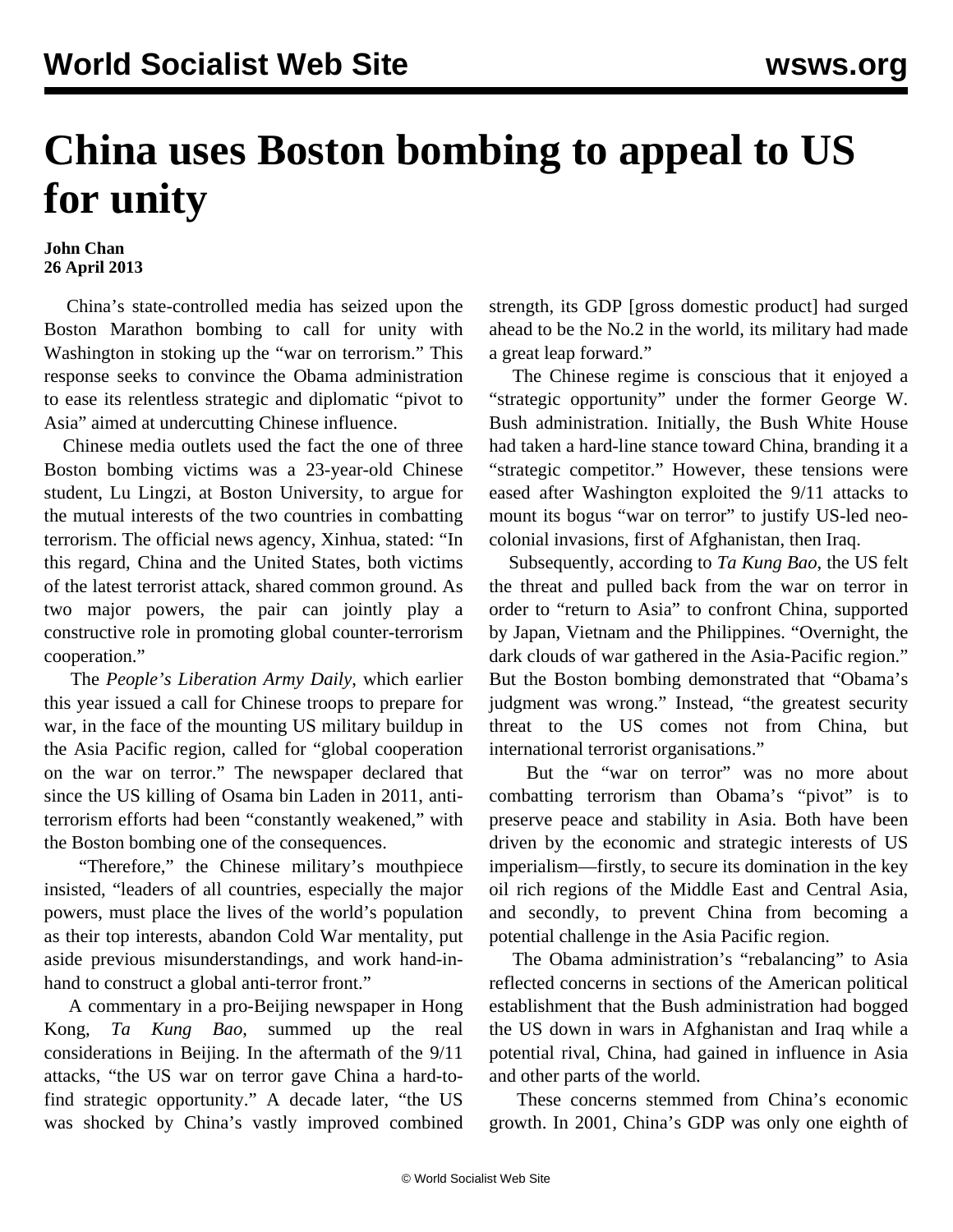# China uses Boston bombing to appeal to US for unity

**John Chan**
**26 April 2013**

China's state-controlled media has seized upon the Boston Marathon bombing to call for unity with Washington in stoking up the "war on terrorism." This response seeks to convince the Obama administration to ease its relentless strategic and diplomatic "pivot to Asia" aimed at undercutting Chinese influence.

Chinese media outlets used the fact the one of three Boston bombing victims was a 23-year-old Chinese student, Lu Lingzi, at Boston University, to argue for the mutual interests of the two countries in combatting terrorism. The official news agency, Xinhua, stated: "In this regard, China and the United States, both victims of the latest terrorist attack, shared common ground. As two major powers, the pair can jointly play a constructive role in promoting global counter-terrorism cooperation."

The *People's Liberation Army Daily*, which earlier this year issued a call for Chinese troops to prepare for war, in the face of the mounting US military buildup in the Asia Pacific region, called for "global cooperation on the war on terror." The newspaper declared that since the US killing of Osama bin Laden in 2011, anti-terrorism efforts had been "constantly weakened," with the Boston bombing one of the consequences.

"Therefore," the Chinese military's mouthpiece insisted, "leaders of all countries, especially the major powers, must place the lives of the world's population as their top interests, abandon Cold War mentality, put aside previous misunderstandings, and work hand-in-hand to construct a global anti-terror front."

A commentary in a pro-Beijing newspaper in Hong Kong, *Ta Kung Bao*, summed up the real considerations in Beijing. In the aftermath of the 9/11 attacks, "the US war on terror gave China a hard-to-find strategic opportunity." A decade later, "the US was shocked by China's vastly improved combined strength, its GDP [gross domestic product] had surged ahead to be the No.2 in the world, its military had made a great leap forward."

The Chinese regime is conscious that it enjoyed a "strategic opportunity" under the former George W. Bush administration. Initially, the Bush White House had taken a hard-line stance toward China, branding it a "strategic competitor." However, these tensions were eased after Washington exploited the 9/11 attacks to mount its bogus "war on terror" to justify US-led neo-colonial invasions, first of Afghanistan, then Iraq.

Subsequently, according to *Ta Kung Bao*, the US felt the threat and pulled back from the war on terror in order to "return to Asia" to confront China, supported by Japan, Vietnam and the Philippines. "Overnight, the dark clouds of war gathered in the Asia-Pacific region." But the Boston bombing demonstrated that "Obama's judgment was wrong." Instead, "the greatest security threat to the US comes not from China, but international terrorist organisations."

But the "war on terror" was no more about combatting terrorism than Obama's "pivot" is to preserve peace and stability in Asia. Both have been driven by the economic and strategic interests of US imperialism—firstly, to secure its domination in the key oil rich regions of the Middle East and Central Asia, and secondly, to prevent China from becoming a potential challenge in the Asia Pacific region.

The Obama administration's "rebalancing" to Asia reflected concerns in sections of the American political establishment that the Bush administration had bogged the US down in wars in Afghanistan and Iraq while a potential rival, China, had gained in influence in Asia and other parts of the world.

These concerns stemmed from China's economic growth. In 2001, China's GDP was only one eighth of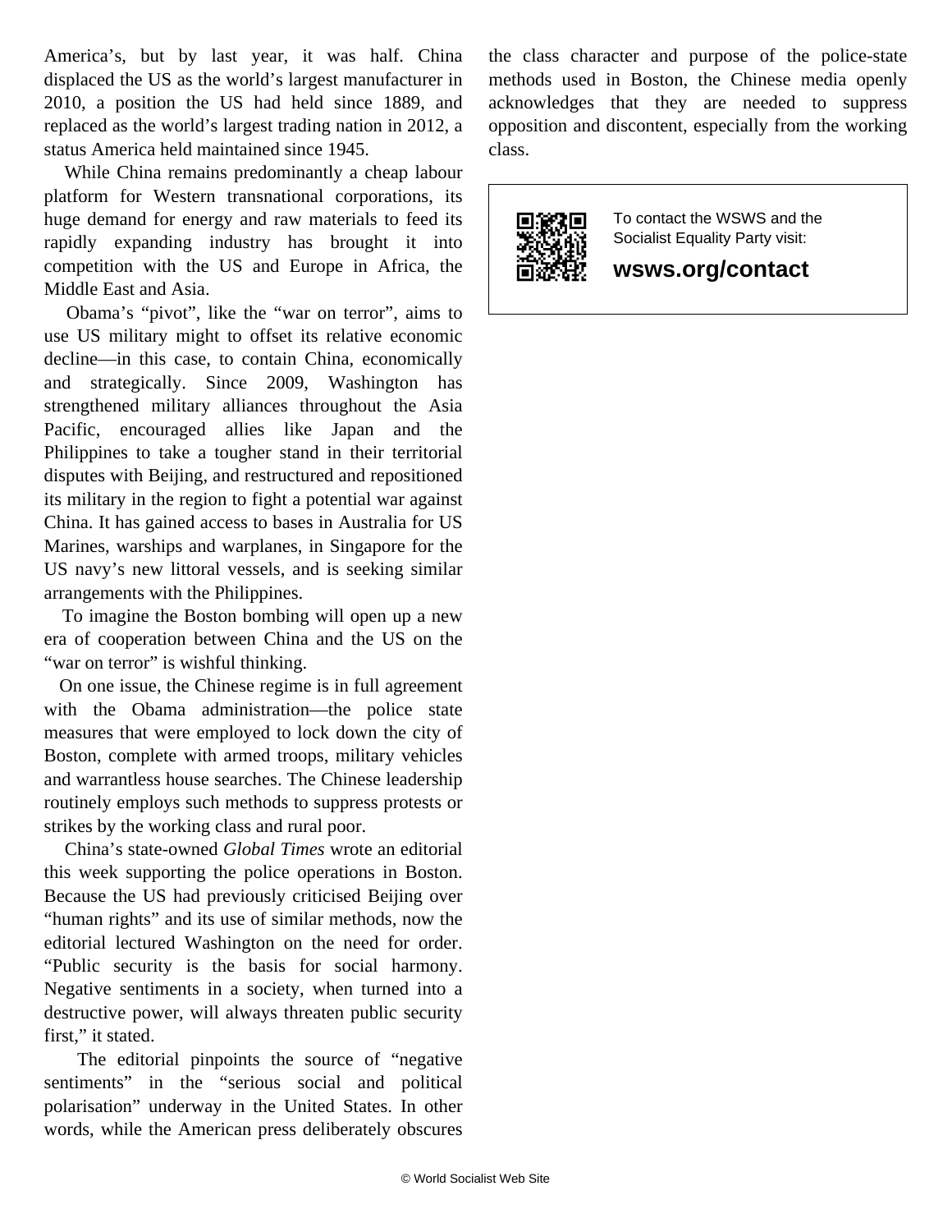America's, but by last year, it was half. China displaced the US as the world's largest manufacturer in 2010, a position the US had held since 1889, and replaced as the world's largest trading nation in 2012, a status America held maintained since 1945.

While China remains predominantly a cheap labour platform for Western transnational corporations, its huge demand for energy and raw materials to feed its rapidly expanding industry has brought it into competition with the US and Europe in Africa, the Middle East and Asia.

Obama's "pivot", like the "war on terror", aims to use US military might to offset its relative economic decline—in this case, to contain China, economically and strategically. Since 2009, Washington has strengthened military alliances throughout the Asia Pacific, encouraged allies like Japan and the Philippines to take a tougher stand in their territorial disputes with Beijing, and restructured and repositioned its military in the region to fight a potential war against China. It has gained access to bases in Australia for US Marines, warships and warplanes, in Singapore for the US navy's new littoral vessels, and is seeking similar arrangements with the Philippines.

To imagine the Boston bombing will open up a new era of cooperation between China and the US on the "war on terror" is wishful thinking.

On one issue, the Chinese regime is in full agreement with the Obama administration—the police state measures that were employed to lock down the city of Boston, complete with armed troops, military vehicles and warrantless house searches. The Chinese leadership routinely employs such methods to suppress protests or strikes by the working class and rural poor.

China's state-owned *Global Times* wrote an editorial this week supporting the police operations in Boston. Because the US had previously criticised Beijing over "human rights" and its use of similar methods, now the editorial lectured Washington on the need for order. "Public security is the basis for social harmony. Negative sentiments in a society, when turned into a destructive power, will always threaten public security first," it stated.

The editorial pinpoints the source of "negative sentiments" in the "serious social and political polarisation" underway in the United States. In other words, while the American press deliberately obscures the class character and purpose of the police-state methods used in Boston, the Chinese media openly acknowledges that they are needed to suppress opposition and discontent, especially from the working class.

To contact the WSWS and the Socialist Equality Party visit:

**wsws.org/contact**